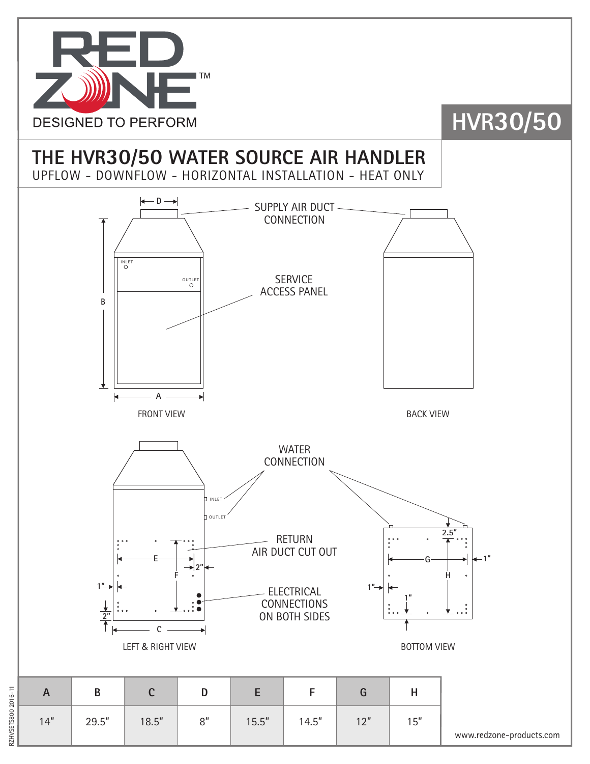RED ZONE™

DESIGNED TO PERFORM

# HVR30/50

## THE HVR30/50 WATER SOURCE AIR HANDLER

UPFLOW - DOWNFLOW - HORIZONTAL INSTALLATION - HEAT ONLY

SUPPLY AIR DUCT CONNECTION

SERVICE ACCESS PANEL

INLET

OUTLET

FRONT VIEW

BACK VIEW

WATER CONNECTION

RETURN AIR DUCT CUT OUT

ELECTRICAL CONNECTIONS ON BOTH SIDES

LEFT & RIGHT VIEW

BOTTOM VIEW

| A | B | C | D | E | F | G | H |
|---|---|---|---|---|---|---|---|
| 14" | 29.5" | 18.5" | 8" | 15.5" | 14.5" | 12" | 15" |

www.redzone-products.com

RZHVSETS800 2016-11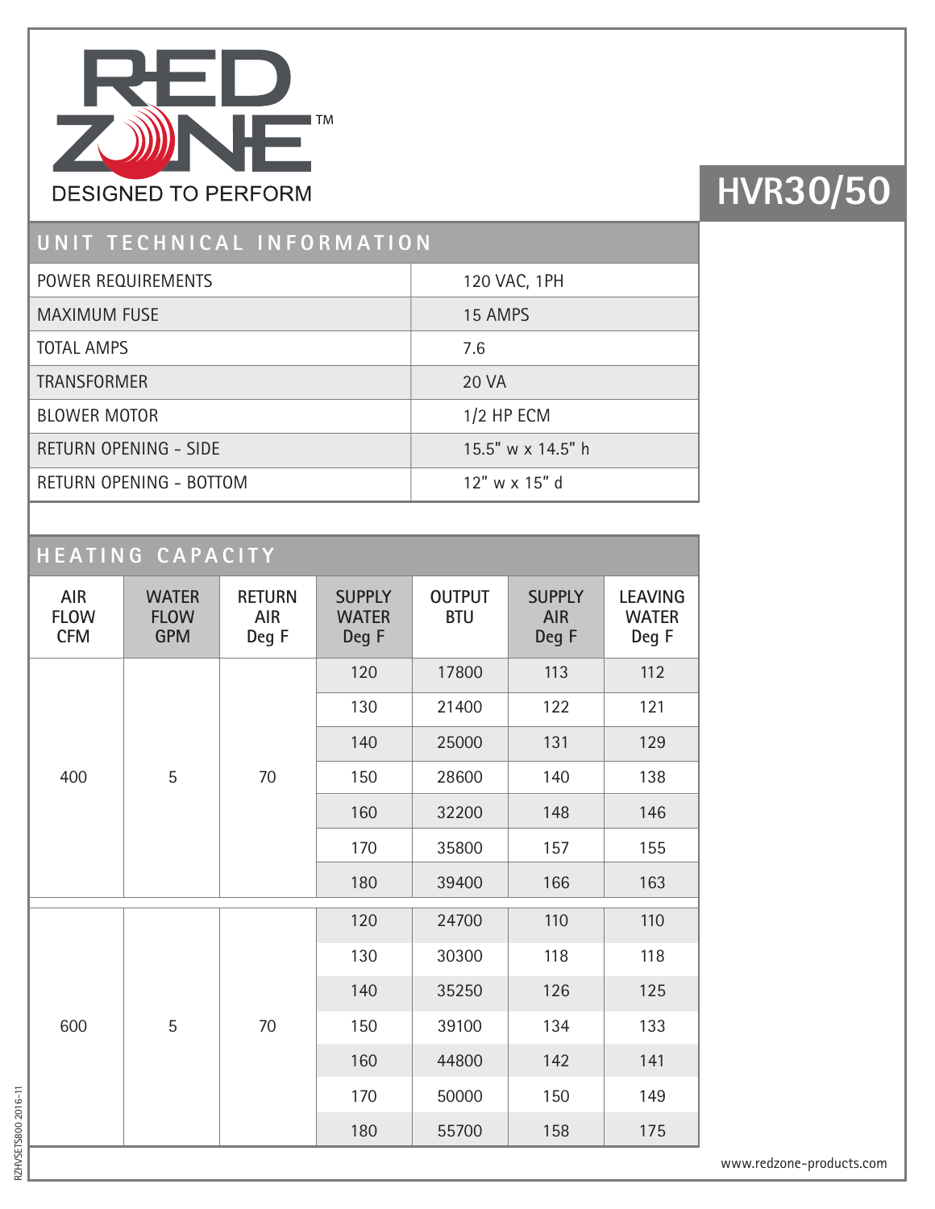RED ZONE™
DESIGNED TO PERFORM

# HVR30/50

## UNIT TECHNICAL INFORMATION

| | |
|---|---|
| POWER REQUIREMENTS | 120 VAC, 1PH |
| MAXIMUM FUSE | 15 AMPS |
| TOTAL AMPS | 7.6 |
| TRANSFORMER | 20 VA |
| BLOWER MOTOR | 1/2 HP ECM |
| RETURN OPENING - SIDE | 15.5" w x 14.5" h |
| RETURN OPENING - BOTTOM | 12" w x 15" d |

## HEATING CAPACITY

| AIR FLOW CFM | WATER FLOW GPM | RETURN AIR Deg F | SUPPLY WATER Deg F | OUTPUT BTU | SUPPLY AIR Deg F | LEAVING WATER Deg F |
|---|---|---|---|---|---|---|
| 400 | 5 | 70 | 120 | 17800 | 113 | 112 |
| | | | 130 | 21400 | 122 | 121 |
| | | | 140 | 25000 | 131 | 129 |
| | | | 150 | 28600 | 140 | 138 |
| | | | 160 | 32200 | 148 | 146 |
| | | | 170 | 35800 | 157 | 155 |
| | | | 180 | 39400 | 166 | 163 |
| 600 | 5 | 70 | 120 | 24700 | 110 | 110 |
| | | | 130 | 30300 | 118 | 118 |
| | | | 140 | 35250 | 126 | 125 |
| | | | 150 | 39100 | 134 | 133 |
| | | | 160 | 44800 | 142 | 141 |
| | | | 170 | 50000 | 150 | 149 |
| | | | 180 | 55700 | 158 | 175 |

RZHVSETS800 2016-11

www.redzone-products.com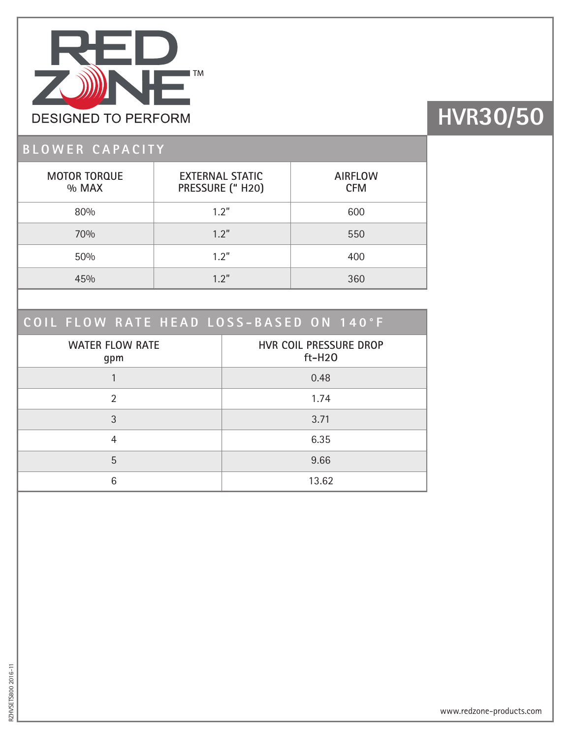RED ZONE™

DESIGNED TO PERFORM

# HVR30/50

## BLOWER CAPACITY

| MOTOR TORQUE % MAX | EXTERNAL STATIC PRESSURE (" H2O) | AIRFLOW CFM |
|---|---|---|
| 80% | 1.2" | 600 |
| 70% | 1.2" | 550 |
| 50% | 1.2" | 400 |
| 45% | 1.2" | 360 |

## COIL FLOW RATE HEAD LOSS-BASED ON 140°F

| WATER FLOW RATE gpm | HVR COIL PRESSURE DROP ft-H2O |
|---|---|
| 1 | 0.48 |
| 2 | 1.74 |
| 3 | 3.71 |
| 4 | 6.35 |
| 5 | 9.66 |
| 6 | 13.62 |

RZHVSETS800 2016-11

www.redzone-products.com